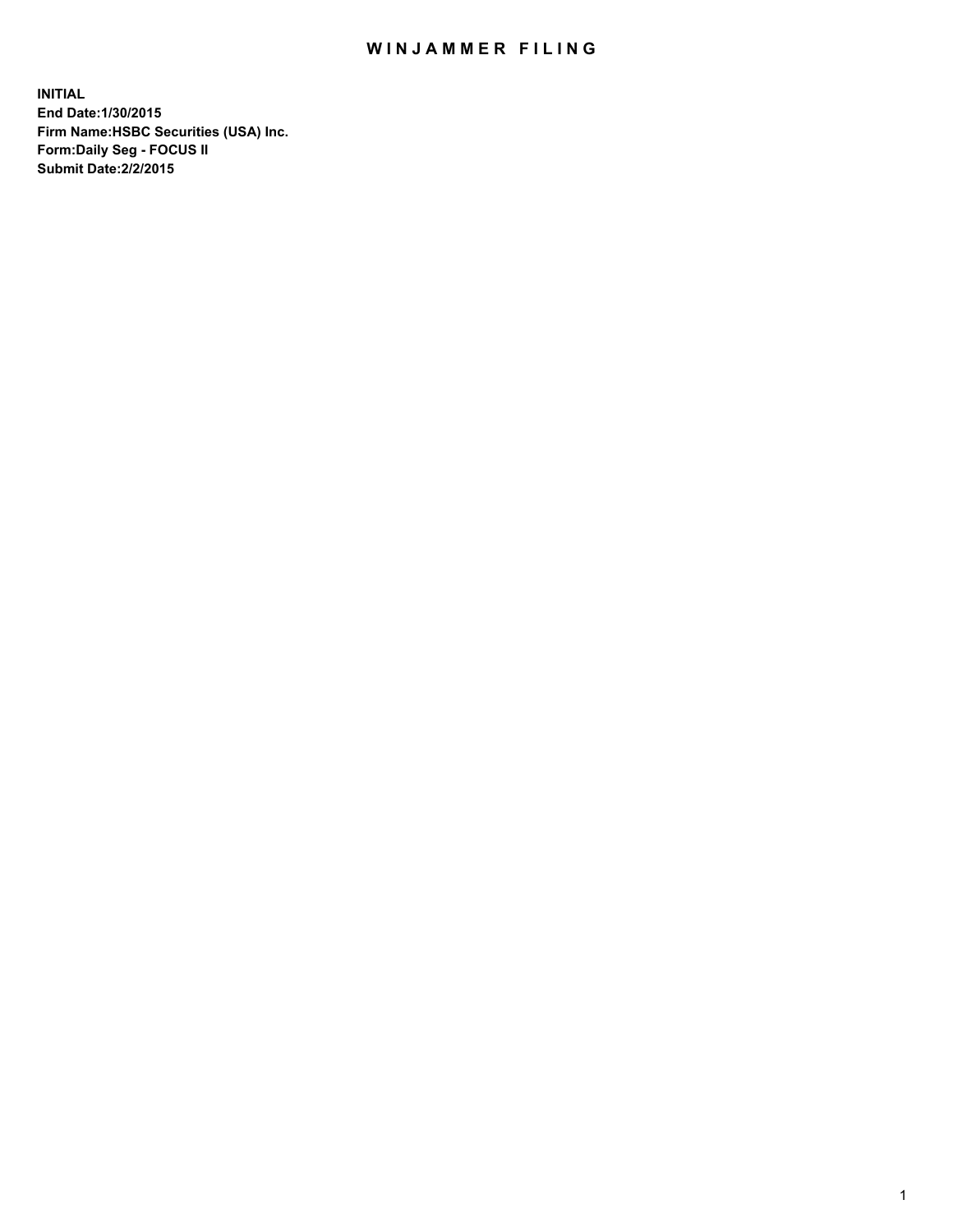# WINJAMMER FILING

**INITIAL**
**End Date:1/30/2015**
**Firm Name:HSBC Securities (USA) Inc.**
**Form:Daily Seg - FOCUS II**
**Submit Date:2/2/2015**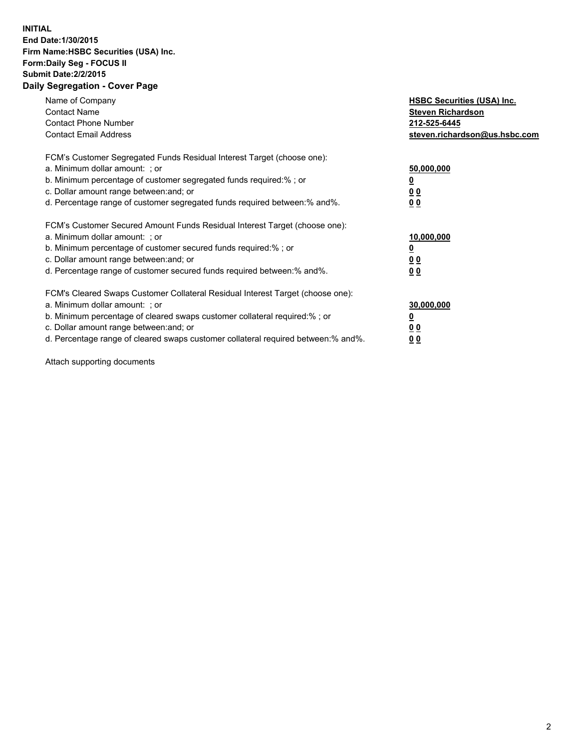**INITIAL**
**End Date:1/30/2015**
**Firm Name:HSBC Securities (USA) Inc.**
**Form:Daily Seg - FOCUS II**
**Submit Date:2/2/2015**

## Daily Segregation - Cover Page

| | |
|---|---|
| Name of Company | **HSBC Securities (USA) Inc.** |
| Contact Name | **Steven Richardson** |
| Contact Phone Number | **212-525-6445** |
| Contact Email Address | **steven.richardson@us.hsbc.com** |

| | |
|---|---|
| FCM's Customer Segregated Funds Residual Interest Target (choose one): | |
| a. Minimum dollar amount: ; or | **50,000,000** |
| b. Minimum percentage of customer segregated funds required:% ; or | **0** |
| c. Dollar amount range between:and; or | **0 0** |
| d. Percentage range of customer segregated funds required between:% and%. | **0 0** |

| | |
|---|---|
| FCM's Customer Secured Amount Funds Residual Interest Target (choose one): | |
| a. Minimum dollar amount: ; or | **10,000,000** |
| b. Minimum percentage of customer secured funds required:% ; or | **0** |
| c. Dollar amount range between:and; or | **0 0** |
| d. Percentage range of customer secured funds required between:% and%. | **0 0** |

| | |
|---|---|
| FCM's Cleared Swaps Customer Collateral Residual Interest Target (choose one): | |
| a. Minimum dollar amount: ; or | **30,000,000** |
| b. Minimum percentage of cleared swaps customer collateral required:% ; or | **0** |
| c. Dollar amount range between:and; or | **0 0** |
| d. Percentage range of cleared swaps customer collateral required between:% and%. | **0 0** |

Attach supporting documents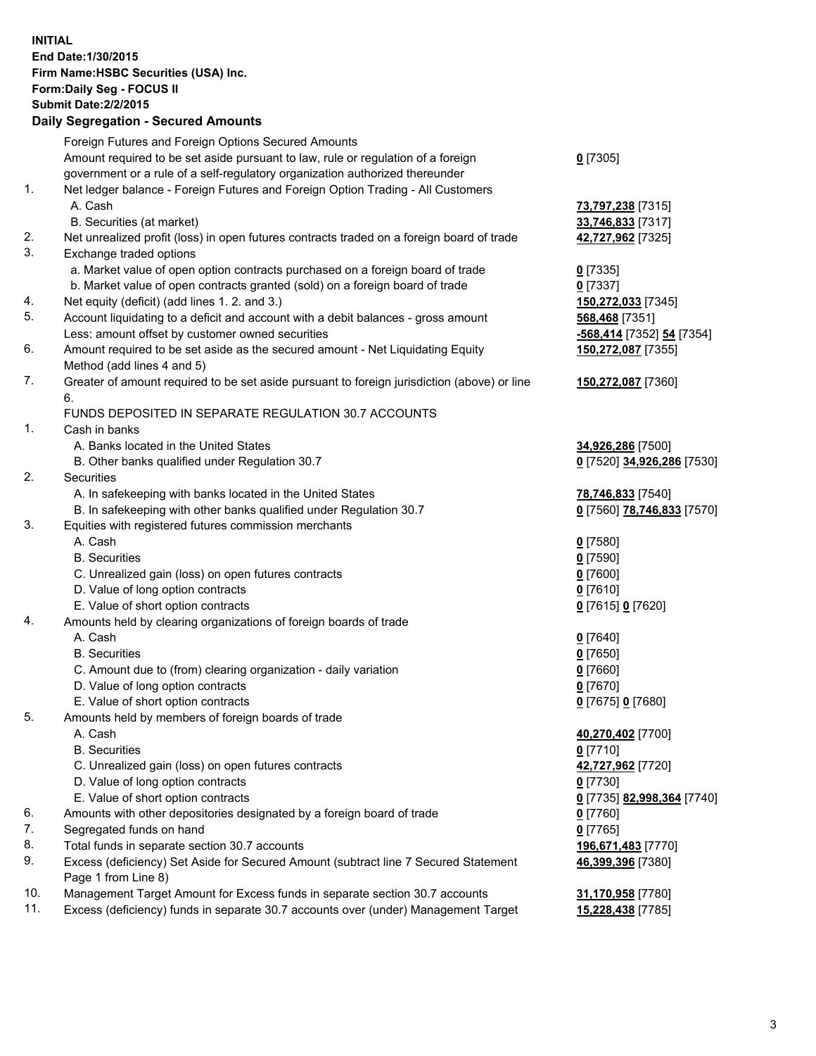**INITIAL**
**End Date:1/30/2015**
**Firm Name:HSBC Securities (USA) Inc.**
**Form:Daily Seg - FOCUS II**
**Submit Date:2/2/2015**

## Daily Segregation - Secured Amounts

| | | |
|---|---|---|
| | Foreign Futures and Foreign Options Secured Amounts | |
| | Amount required to be set aside pursuant to law, rule or regulation of a foreign government or a rule of a self-regulatory organization authorized thereunder | **0** [7305] |
| 1. | Net ledger balance - Foreign Futures and Foreign Option Trading - All Customers | |
| | A. Cash | **73,797,238** [7315] |
| | B. Securities (at market) | **33,746,833** [7317] |
| 2. | Net unrealized profit (loss) in open futures contracts traded on a foreign board of trade | **42,727,962** [7325] |
| 3. | Exchange traded options | |
| | a. Market value of open option contracts purchased on a foreign board of trade | **0** [7335] |
| | b. Market value of open contracts granted (sold) on a foreign board of trade | **0** [7337] |
| 4. | Net equity (deficit) (add lines 1. 2. and 3.) | **150,272,033** [7345] |
| 5. | Account liquidating to a deficit and account with a debit balances - gross amount | **568,468** [7351] |
| | Less: amount offset by customer owned securities | **-568,414** [7352] **54** [7354] |
| 6. | Amount required to be set aside as the secured amount - Net Liquidating Equity Method (add lines 4 and 5) | **150,272,087** [7355] |
| 7. | Greater of amount required to be set aside pursuant to foreign jurisdiction (above) or line 6. | **150,272,087** [7360] |
| | FUNDS DEPOSITED IN SEPARATE REGULATION 30.7 ACCOUNTS | |
| 1. | Cash in banks | |
| | A. Banks located in the United States | **34,926,286** [7500] |
| | B. Other banks qualified under Regulation 30.7 | **0** [7520] **34,926,286** [7530] |
| 2. | Securities | |
| | A. In safekeeping with banks located in the United States | **78,746,833** [7540] |
| | B. In safekeeping with other banks qualified under Regulation 30.7 | **0** [7560] **78,746,833** [7570] |
| 3. | Equities with registered futures commission merchants | |
| | A. Cash | **0** [7580] |
| | B. Securities | **0** [7590] |
| | C. Unrealized gain (loss) on open futures contracts | **0** [7600] |
| | D. Value of long option contracts | **0** [7610] |
| | E. Value of short option contracts | **0** [7615] **0** [7620] |
| 4. | Amounts held by clearing organizations of foreign boards of trade | |
| | A. Cash | **0** [7640] |
| | B. Securities | **0** [7650] |
| | C. Amount due to (from) clearing organization - daily variation | **0** [7660] |
| | D. Value of long option contracts | **0** [7670] |
| | E. Value of short option contracts | **0** [7675] **0** [7680] |
| 5. | Amounts held by members of foreign boards of trade | |
| | A. Cash | **40,270,402** [7700] |
| | B. Securities | **0** [7710] |
| | C. Unrealized gain (loss) on open futures contracts | **42,727,962** [7720] |
| | D. Value of long option contracts | **0** [7730] |
| | E. Value of short option contracts | **0** [7735] **82,998,364** [7740] |
| 6. | Amounts with other depositories designated by a foreign board of trade | **0** [7760] |
| 7. | Segregated funds on hand | **0** [7765] |
| 8. | Total funds in separate section 30.7 accounts | **196,671,483** [7770] |
| 9. | Excess (deficiency) Set Aside for Secured Amount (subtract line 7 Secured Statement Page 1 from Line 8) | **46,399,396** [7380] |
| 10. | Management Target Amount for Excess funds in separate section 30.7 accounts | **31,170,958** [7780] |
| 11. | Excess (deficiency) funds in separate 30.7 accounts over (under) Management Target | **15,228,438** [7785] |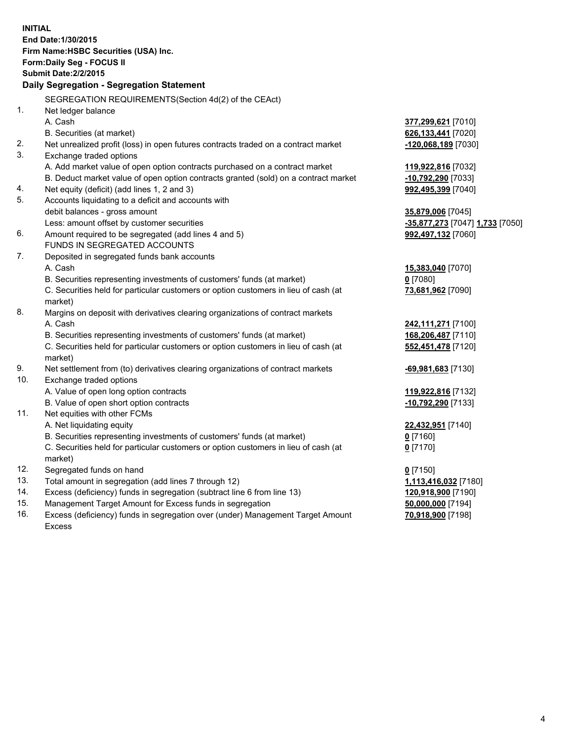**INITIAL**
**End Date:1/30/2015**
**Firm Name:HSBC Securities (USA) Inc.**
**Form:Daily Seg - FOCUS II**
**Submit Date:2/2/2015**

## Daily Segregation - Segregation Statement

| | | |
|---|---|---|
| | SEGREGATION REQUIREMENTS(Section 4d(2) of the CEAct) | |
| 1. | Net ledger balance | |
| | A. Cash | 377,299,621 [7010] |
| | B. Securities (at market) | 626,133,441 [7020] |
| 2. | Net unrealized profit (loss) in open futures contracts traded on a contract market | -120,068,189 [7030] |
| 3. | Exchange traded options | |
| | A. Add market value of open option contracts purchased on a contract market | 119,922,816 [7032] |
| | B. Deduct market value of open option contracts granted (sold) on a contract market | -10,792,290 [7033] |
| 4. | Net equity (deficit) (add lines 1, 2 and 3) | 992,495,399 [7040] |
| 5. | Accounts liquidating to a deficit and accounts with debit balances - gross amount | 35,879,006 [7045] |
| | Less: amount offset by customer securities | -35,877,273 [7047] 1,733 [7050] |
| 6. | Amount required to be segregated (add lines 4 and 5) | 992,497,132 [7060] |
| | FUNDS IN SEGREGATED ACCOUNTS | |
| 7. | Deposited in segregated funds bank accounts | |
| | A. Cash | 15,383,040 [7070] |
| | B. Securities representing investments of customers' funds (at market) | 0 [7080] |
| | C. Securities held for particular customers or option customers in lieu of cash (at market) | 73,681,962 [7090] |
| 8. | Margins on deposit with derivatives clearing organizations of contract markets | |
| | A. Cash | 242,111,271 [7100] |
| | B. Securities representing investments of customers' funds (at market) | 168,206,487 [7110] |
| | C. Securities held for particular customers or option customers in lieu of cash (at market) | 552,451,478 [7120] |
| 9. | Net settlement from (to) derivatives clearing organizations of contract markets | -69,981,683 [7130] |
| 10. | Exchange traded options | |
| | A. Value of open long option contracts | 119,922,816 [7132] |
| | B. Value of open short option contracts | -10,792,290 [7133] |
| 11. | Net equities with other FCMs | |
| | A. Net liquidating equity | 22,432,951 [7140] |
| | B. Securities representing investments of customers' funds (at market) | 0 [7160] |
| | C. Securities held for particular customers or option customers in lieu of cash (at market) | 0 [7170] |
| 12. | Segregated funds on hand | 0 [7150] |
| 13. | Total amount in segregation (add lines 7 through 12) | 1,113,416,032 [7180] |
| 14. | Excess (deficiency) funds in segregation (subtract line 6 from line 13) | 120,918,900 [7190] |
| 15. | Management Target Amount for Excess funds in segregation | 50,000,000 [7194] |
| 16. | Excess (deficiency) funds in segregation over (under) Management Target Amount Excess | 70,918,900 [7198] |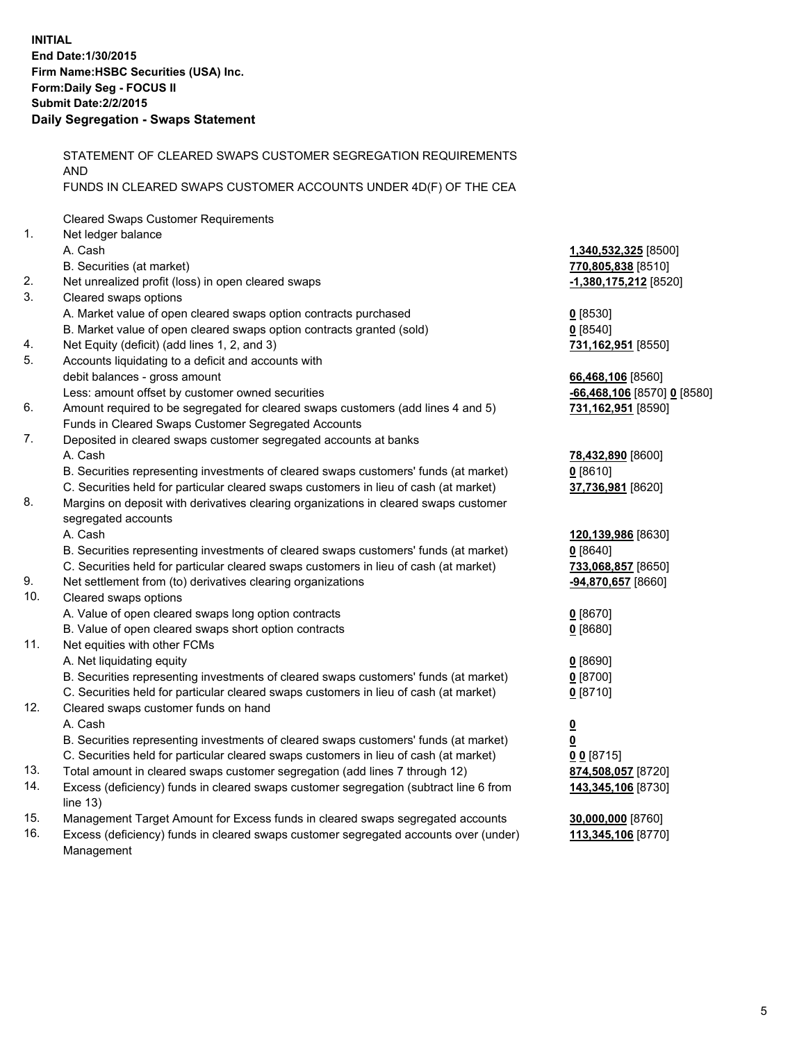**INITIAL**
**End Date:1/30/2015**
**Firm Name:HSBC Securities (USA) Inc.**
**Form:Daily Seg - FOCUS II**
**Submit Date:2/2/2015**
**Daily Segregation - Swaps Statement**

STATEMENT OF CLEARED SWAPS CUSTOMER SEGREGATION REQUIREMENTS AND FUNDS IN CLEARED SWAPS CUSTOMER ACCOUNTS UNDER 4D(F) OF THE CEA

| | | |
|---|---|---|
| | Cleared Swaps Customer Requirements | |
| 1. | Net ledger balance | |
| | A. Cash | **1,340,532,325** [8500] |
| | B. Securities (at market) | **770,805,838** [8510] |
| 2. | Net unrealized profit (loss) in open cleared swaps | **-1,380,175,212** [8520] |
| 3. | Cleared swaps options | |
| | A. Market value of open cleared swaps option contracts purchased | **0** [8530] |
| | B. Market value of open cleared swaps option contracts granted (sold) | **0** [8540] |
| 4. | Net Equity (deficit) (add lines 1, 2, and 3) | **731,162,951** [8550] |
| 5. | Accounts liquidating to a deficit and accounts with debit balances - gross amount | **66,468,106** [8560] |
| | Less: amount offset by customer owned securities | **-66,468,106** [8570] **0** [8580] |
| 6. | Amount required to be segregated for cleared swaps customers (add lines 4 and 5) | **731,162,951** [8590] |
| | Funds in Cleared Swaps Customer Segregated Accounts | |
| 7. | Deposited in cleared swaps customer segregated accounts at banks | |
| | A. Cash | **78,432,890** [8600] |
| | B. Securities representing investments of cleared swaps customers' funds (at market) | **0** [8610] |
| | C. Securities held for particular cleared swaps customers in lieu of cash (at market) | **37,736,981** [8620] |
| 8. | Margins on deposit with derivatives clearing organizations in cleared swaps customer segregated accounts | |
| | A. Cash | **120,139,986** [8630] |
| | B. Securities representing investments of cleared swaps customers' funds (at market) | **0** [8640] |
| | C. Securities held for particular cleared swaps customers in lieu of cash (at market) | **733,068,857** [8650] |
| 9. | Net settlement from (to) derivatives clearing organizations | **-94,870,657** [8660] |
| 10. | Cleared swaps options | |
| | A. Value of open cleared swaps long option contracts | **0** [8670] |
| | B. Value of open cleared swaps short option contracts | **0** [8680] |
| 11. | Net equities with other FCMs | |
| | A. Net liquidating equity | **0** [8690] |
| | B. Securities representing investments of cleared swaps customers' funds (at market) | **0** [8700] |
| | C. Securities held for particular cleared swaps customers in lieu of cash (at market) | **0** [8710] |
| 12. | Cleared swaps customer funds on hand | |
| | A. Cash | **0** |
| | B. Securities representing investments of cleared swaps customers' funds (at market) | **0** |
| | C. Securities held for particular cleared swaps customers in lieu of cash (at market) | **0** **0** [8715] |
| 13. | Total amount in cleared swaps customer segregation (add lines 7 through 12) | **874,508,057** [8720] |
| 14. | Excess (deficiency) funds in cleared swaps customer segregation (subtract line 6 from line 13) | **143,345,106** [8730] |
| 15. | Management Target Amount for Excess funds in cleared swaps segregated accounts | **30,000,000** [8760] |
| 16. | Excess (deficiency) funds in cleared swaps customer segregated accounts over (under) Management | **113,345,106** [8770] |